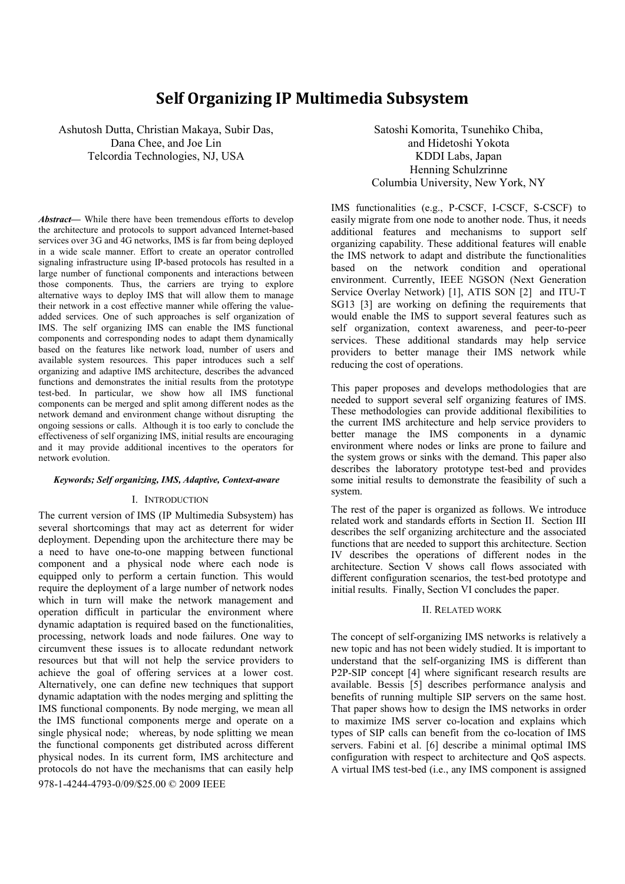# Self Organizing IP Multimedia Subsystem

Ashutosh Dutta, Christian Makaya, Subir Das, Dana Chee, and Joe Lin
Telcordia Technologies, NJ, USA

Satoshi Komorita, Tsunehiko Chiba, and Hidetoshi Yokota
KDDI Labs, Japan
Henning Schulzrinne
Columbia University, New York, NY

***Abstract*—** While there have been tremendous efforts to develop the architecture and protocols to support advanced Internet-based services over 3G and 4G networks, IMS is far from being deployed in a wide scale manner. Effort to create an operator controlled signaling infrastructure using IP-based protocols has resulted in a large number of functional components and interactions between those components. Thus, the carriers are trying to explore alternative ways to deploy IMS that will allow them to manage their network in a cost effective manner while offering the value-added services. One of such approaches is self organization of IMS. The self organizing IMS can enable the IMS functional components and corresponding nodes to adapt them dynamically based on the features like network load, number of users and available system resources. This paper introduces such a self organizing and adaptive IMS architecture, describes the advanced functions and demonstrates the initial results from the prototype test-bed. In particular, we show how all IMS functional components can be merged and split among different nodes as the network demand and environment change without disrupting the ongoing sessions or calls. Although it is too early to conclude the effectiveness of self organizing IMS, initial results are encouraging and it may provide additional incentives to the operators for network evolution.

***Keywords; Self organizing, IMS, Adaptive, Context-aware***

## I. Introduction

The current version of IMS (IP Multimedia Subsystem) has several shortcomings that may act as deterrent for wider deployment. Depending upon the architecture there may be a need to have one-to-one mapping between functional component and a physical node where each node is equipped only to perform a certain function. This would require the deployment of a large number of network nodes which in turn will make the network management and operation difficult in particular the environment where dynamic adaptation is required based on the functionalities, processing, network loads and node failures. One way to circumvent these issues is to allocate redundant network resources but that will not help the service providers to achieve the goal of offering services at a lower cost. Alternatively, one can define new techniques that support dynamic adaptation with the nodes merging and splitting the IMS functional components. By node merging, we mean all the IMS functional components merge and operate on a single physical node; whereas, by node splitting we mean the functional components get distributed across different physical nodes. In its current form, IMS architecture and protocols do not have the mechanisms that can easily help IMS functionalities (e.g., P-CSCF, I-CSCF, S-CSCF) to easily migrate from one node to another node. Thus, it needs additional features and mechanisms to support self organizing capability. These additional features will enable the IMS network to adapt and distribute the functionalities based on the network condition and operational environment. Currently, IEEE NGSON (Next Generation Service Overlay Network) [1], ATIS SON [2] and ITU-T SG13 [3] are working on defining the requirements that would enable the IMS to support several features such as self organization, context awareness, and peer-to-peer services. These additional standards may help service providers to better manage their IMS network while reducing the cost of operations.

This paper proposes and develops methodologies that are needed to support several self organizing features of IMS. These methodologies can provide additional flexibilities to the current IMS architecture and help service providers to better manage the IMS components in a dynamic environment where nodes or links are prone to failure and the system grows or sinks with the demand. This paper also describes the laboratory prototype test-bed and provides some initial results to demonstrate the feasibility of such a system.

The rest of the paper is organized as follows. We introduce related work and standards efforts in Section II. Section III describes the self organizing architecture and the associated functions that are needed to support this architecture. Section IV describes the operations of different nodes in the architecture. Section V shows call flows associated with different configuration scenarios, the test-bed prototype and initial results. Finally, Section VI concludes the paper.

## II. Related work

The concept of self-organizing IMS networks is relatively a new topic and has not been widely studied. It is important to understand that the self-organizing IMS is different than P2P-SIP concept [4] where significant research results are available. Bessis [5] describes performance analysis and benefits of running multiple SIP servers on the same host. That paper shows how to design the IMS networks in order to maximize IMS server co-location and explains which types of SIP calls can benefit from the co-location of IMS servers. Fabini et al. [6] describe a minimal optimal IMS configuration with respect to architecture and QoS aspects. A virtual IMS test-bed (i.e., any IMS component is assigned

978-1-4244-4793-0/09/$25.00 © 2009 IEEE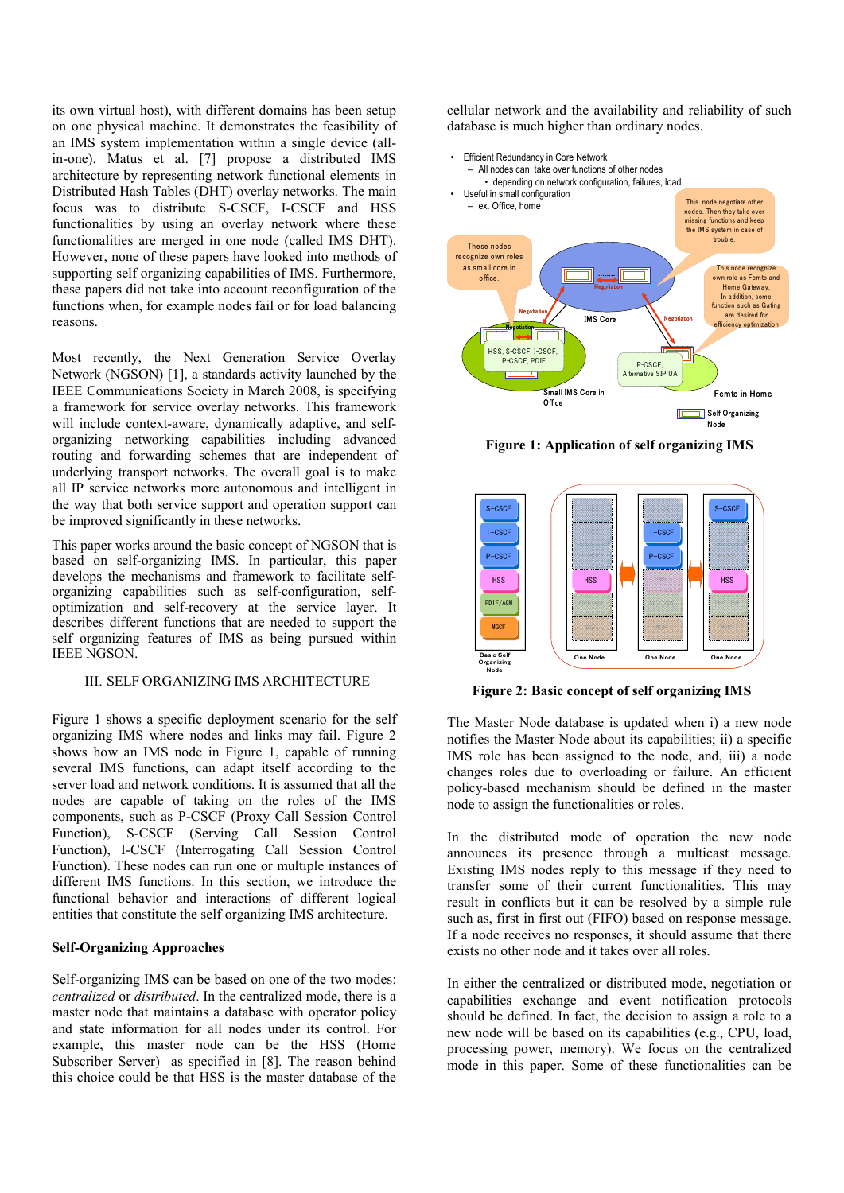its own virtual host), with different domains has been setup on one physical machine. It demonstrates the feasibility of an IMS system implementation within a single device (all-in-one). Matus et al. [7] propose a distributed IMS architecture by representing network functional elements in Distributed Hash Tables (DHT) overlay networks. The main focus was to distribute S-CSCF, I-CSCF and HSS functionalities by using an overlay network where these functionalities are merged in one node (called IMS DHT). However, none of these papers have looked into methods of supporting self organizing capabilities of IMS. Furthermore, these papers did not take into account reconfiguration of the functions when, for example nodes fail or for load balancing reasons.

Most recently, the Next Generation Service Overlay Network (NGSON) [1], a standards activity launched by the IEEE Communications Society in March 2008, is specifying a framework for service overlay networks. This framework will include context-aware, dynamically adaptive, and self-organizing networking capabilities including advanced routing and forwarding schemes that are independent of underlying transport networks. The overall goal is to make all IP service networks more autonomous and intelligent in the way that both service support and operation support can be improved significantly in these networks.

This paper works around the basic concept of NGSON that is based on self-organizing IMS. In particular, this paper develops the mechanisms and framework to facilitate self-organizing capabilities such as self-configuration, self-optimization and self-recovery at the service layer. It describes different functions that are needed to support the self organizing features of IMS as being pursued within IEEE NGSON.

## III. SELF ORGANIZING IMS ARCHITECTURE

Figure 1 shows a specific deployment scenario for the self organizing IMS where nodes and links may fail. Figure 2 shows how an IMS node in Figure 1, capable of running several IMS functions, can adapt itself according to the server load and network conditions. It is assumed that all the nodes are capable of taking on the roles of the IMS components, such as P-CSCF (Proxy Call Session Control Function), S-CSCF (Serving Call Session Control Function), I-CSCF (Interrogating Call Session Control Function). These nodes can run one or multiple instances of different IMS functions. In this section, we introduce the functional behavior and interactions of different logical entities that constitute the self organizing IMS architecture.

### Self-Organizing Approaches

Self-organizing IMS can be based on one of the two modes: *centralized* or *distributed*. In the centralized mode, there is a master node that maintains a database with operator policy and state information for all nodes under its control. For example, this master node can be the HSS (Home Subscriber Server) as specified in [8]. The reason behind this choice could be that HSS is the master database of the cellular network and the availability and reliability of such database is much higher than ordinary nodes.

- Efficient Redundancy in Core Network
  - All nodes can take over functions of other nodes
    - depending on network configuration, failures, load
- Useful in small configuration
  - ex. Office, home

These nodes recognize own roles as small core in office.

This node negotiate other nodes. Then they take over missing functions and keep the IMS system in case of trouble.

This node recognize own role as Femto and Home Gateway. In addition, some function such as Gating are desired for efficiency optimization

Negotiation

Negotiation

Negotiation

Negotiation

IMS Core

HSS, S-CSCF, I-CSCF, P-CSCF, PDIF

Small IMS Core in Office

P-CSCF, Alternative SIP UA

Femto in Home

Self Organizing Node

**Figure 1: Application of self organizing IMS**

S-CSCF
I-CSCF
P-CSCF
HSS
PDIF/AGW
MGCF
Basic Self Organizing Node

HSS
One Node

I-CSCF
P-CSCF
One Node

S-CSCF
HSS
One Node

**Figure 2: Basic concept of self organizing IMS**

The Master Node database is updated when i) a new node notifies the Master Node about its capabilities; ii) a specific IMS role has been assigned to the node, and, iii) a node changes roles due to overloading or failure. An efficient policy-based mechanism should be defined in the master node to assign the functionalities or roles.

In the distributed mode of operation the new node announces its presence through a multicast message. Existing IMS nodes reply to this message if they need to transfer some of their current functionalities. This may result in conflicts but it can be resolved by a simple rule such as, first in first out (FIFO) based on response message. If a node receives no responses, it should assume that there exists no other node and it takes over all roles.

In either the centralized or distributed mode, negotiation or capabilities exchange and event notification protocols should be defined. In fact, the decision to assign a role to a new node will be based on its capabilities (e.g., CPU, load, processing power, memory). We focus on the centralized mode in this paper. Some of these functionalities can be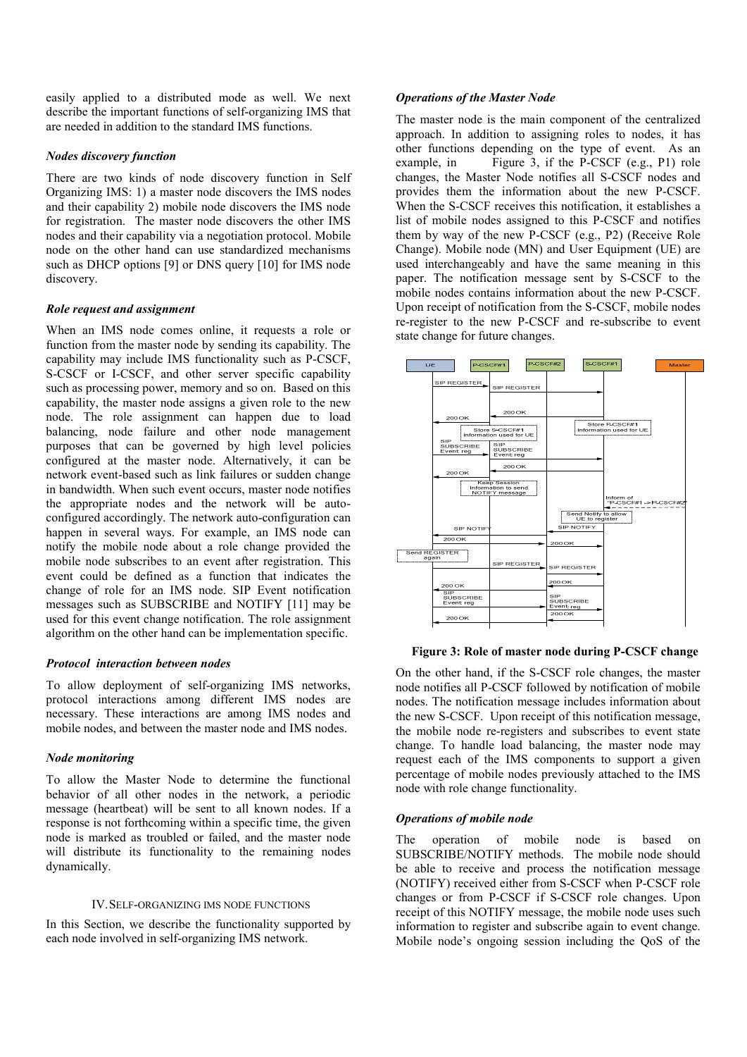easily applied to a distributed mode as well. We next describe the important functions of self-organizing IMS that are needed in addition to the standard IMS functions.

### *Nodes discovery function*

There are two kinds of node discovery function in Self Organizing IMS: 1) a master node discovers the IMS nodes and their capability 2) mobile node discovers the IMS node for registration. The master node discovers the other IMS nodes and their capability via a negotiation protocol. Mobile node on the other hand can use standardized mechanisms such as DHCP options [9] or DNS query [10] for IMS node discovery.

### *Role request and assignment*

When an IMS node comes online, it requests a role or function from the master node by sending its capability. The capability may include IMS functionality such as P-CSCF, S-CSCF or I-CSCF, and other server specific capability such as processing power, memory and so on. Based on this capability, the master node assigns a given role to the new node. The role assignment can happen due to load balancing, node failure and other node management purposes that can be governed by high level policies configured at the master node. Alternatively, it can be network event-based such as link failures or sudden change in bandwidth. When such event occurs, master node notifies the appropriate nodes and the network will be auto-configured accordingly. The network auto-configuration can happen in several ways. For example, an IMS node can notify the mobile node about a role change provided the mobile node subscribes to an event after registration. This event could be defined as a function that indicates the change of role for an IMS node. SIP Event notification messages such as SUBSCRIBE and NOTIFY [11] may be used for this event change notification. The role assignment algorithm on the other hand can be implementation specific.

### *Protocol interaction between nodes*

To allow deployment of self-organizing IMS networks, protocol interactions among different IMS nodes are necessary. These interactions are among IMS nodes and mobile nodes, and between the master node and IMS nodes.

### *Node monitoring*

To allow the Master Node to determine the functional behavior of all other nodes in the network, a periodic message (heartbeat) will be sent to all known nodes. If a response is not forthcoming within a specific time, the given node is marked as troubled or failed, and the master node will distribute its functionality to the remaining nodes dynamically.

## IV. SELF-ORGANIZING IMS NODE FUNCTIONS

In this Section, we describe the functionality supported by each node involved in self-organizing IMS network.

### *Operations of the Master Node*

The master node is the main component of the centralized approach. In addition to assigning roles to nodes, it has other functions depending on the type of event. As an example, in Figure 3, if the P-CSCF (e.g., P1) role changes, the Master Node notifies all S-CSCF nodes and provides them the information about the new P-CSCF. When the S-CSCF receives this notification, it establishes a list of mobile nodes assigned to this P-CSCF and notifies them by way of the new P-CSCF (e.g., P2) (Receive Role Change). Mobile node (MN) and User Equipment (UE) are used interchangeably and have the same meaning in this paper. The notification message sent by S-CSCF to the mobile nodes contains information about the new P-CSCF. Upon receipt of notification from the S-CSCF, mobile nodes re-register to the new P-CSCF and re-subscribe to event state change for future changes.

UE
P-CSCF#1
P-CSCF#2
S-CSCF#1
Master
SIP REGISTER
SIP REGISTER
200 OK
200 OK
Store S-CSCF#1 Information used for UE
Store P-CSCF#1 Information used for UE
SIP SUBSCRIBE Event: reg
SIP SUBSCRIBE Event: reg
200 OK
200 OK
Keep Session Information to send NOTIFY message
Inform of "P-CSCF#1 -> P-CSCF#2"
Send Notify to allow UE to register
SIP NOTIFY
SIP NOTIFY
200 OK
200 OK
Send REGISTER again
SIP REGISTER
SIP REGISTER
200 OK
200 OK
SIP SUBSCRIBE Event: reg
SIP SUBSCRIBE Event: reg
200 OK
200 OK

**Figure 3: Role of master node during P-CSCF change**

On the other hand, if the S-CSCF role changes, the master node notifies all P-CSCF followed by notification of mobile nodes. The notification message includes information about the new S-CSCF. Upon receipt of this notification message, the mobile node re-registers and subscribes to event state change. To handle load balancing, the master node may request each of the IMS components to support a given percentage of mobile nodes previously attached to the IMS node with role change functionality.

### *Operations of mobile node*

The operation of mobile node is based on SUBSCRIBE/NOTIFY methods. The mobile node should be able to receive and process the notification message (NOTIFY) received either from S-CSCF when P-CSCF role changes or from P-CSCF if S-CSCF role changes. Upon receipt of this NOTIFY message, the mobile node uses such information to register and subscribe again to event change. Mobile node's ongoing session including the QoS of the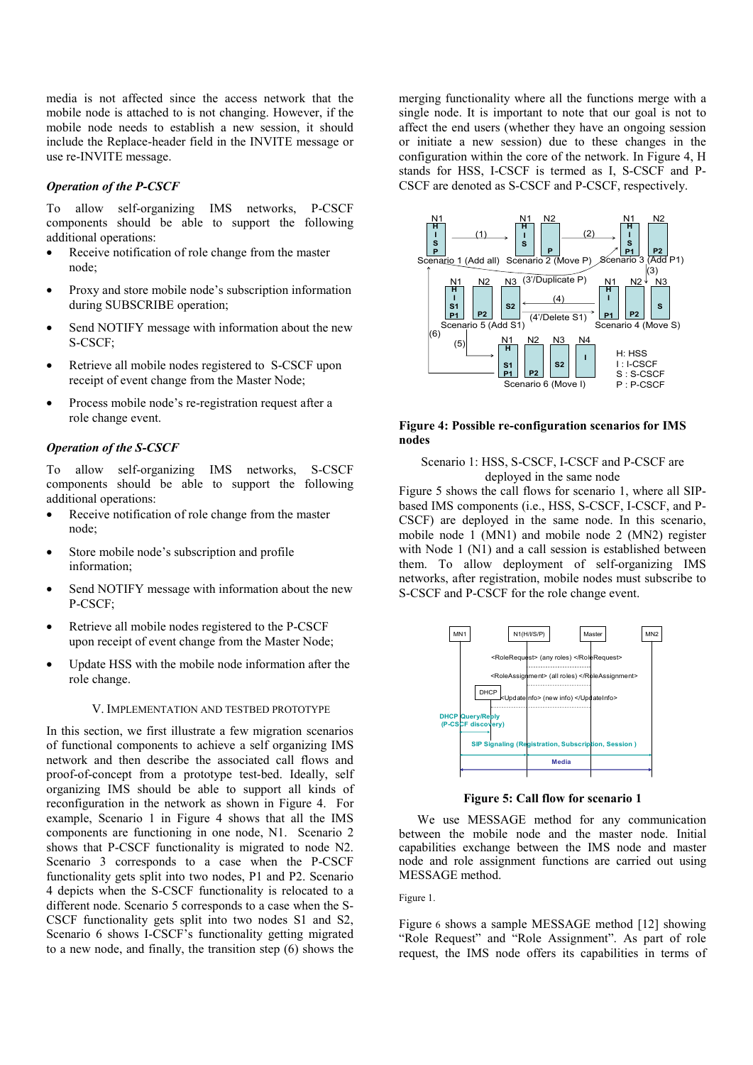media is not affected since the access network that the mobile node is attached to is not changing. However, if the mobile node needs to establish a new session, it should include the Replace-header field in the INVITE message or use re-INVITE message.

***Operation of the P-CSCF***

To allow self-organizing IMS networks, P-CSCF components should be able to support the following additional operations:

- Receive notification of role change from the master node;
- Proxy and store mobile node's subscription information during SUBSCRIBE operation;
- Send NOTIFY message with information about the new S-CSCF;
- Retrieve all mobile nodes registered to S-CSCF upon receipt of event change from the Master Node;
- Process mobile node's re-registration request after a role change event.

***Operation of the S-CSCF***

To allow self-organizing IMS networks, S-CSCF components should be able to support the following additional operations:

- Receive notification of role change from the master node;
- Store mobile node's subscription and profile information;
- Send NOTIFY message with information about the new P-CSCF;
- Retrieve all mobile nodes registered to the P-CSCF upon receipt of event change from the Master Node;
- Update HSS with the mobile node information after the role change.

## V. Implementation and Testbed Prototype

In this section, we first illustrate a few migration scenarios of functional components to achieve a self organizing IMS network and then describe the associated call flows and proof-of-concept from a prototype test-bed. Ideally, self organizing IMS should be able to support all kinds of reconfiguration in the network as shown in Figure 4. For example, Scenario 1 in Figure 4 shows that all the IMS components are functioning in one node, N1. Scenario 2 shows that P-CSCF functionality is migrated to node N2. Scenario 3 corresponds to a case when the P-CSCF functionality gets split into two nodes, P1 and P2. Scenario 4 depicts when the S-CSCF functionality is relocated to a different node. Scenario 5 corresponds to a case when the S-CSCF functionality gets split into two nodes S1 and S2, Scenario 6 shows I-CSCF's functionality getting migrated to a new node, and finally, the transition step (6) shows the merging functionality where all the functions merge with a single node. It is important to note that our goal is not to affect the end users (whether they have an ongoing session or initiate a new session) due to these changes in the configuration within the core of the network. In Figure 4, H stands for HSS, I-CSCF is termed as I, S-CSCF and P-CSCF are denoted as S-CSCF and P-CSCF, respectively.

**Figure 4: Possible re-configuration scenarios for IMS nodes**

Scenario 1: HSS, S-CSCF, I-CSCF and P-CSCF are deployed in the same node

Figure 5 shows the call flows for scenario 1, where all SIP-based IMS components (i.e., HSS, S-CSCF, I-CSCF, and P-CSCF) are deployed in the same node. In this scenario, mobile node 1 (MN1) and mobile node 2 (MN2) register with Node 1 (N1) and a call session is established between them. To allow deployment of self-organizing IMS networks, after registration, mobile nodes must subscribe to S-CSCF and P-CSCF for the role change event.

**Figure 5: Call flow for scenario 1**

We use MESSAGE method for any communication between the mobile node and the master node. Initial capabilities exchange between the IMS node and master node and role assignment functions are carried out using MESSAGE method.

Figure 1.

Figure 6 shows a sample MESSAGE method [12] showing "Role Request" and "Role Assignment". As part of role request, the IMS node offers its capabilities in terms of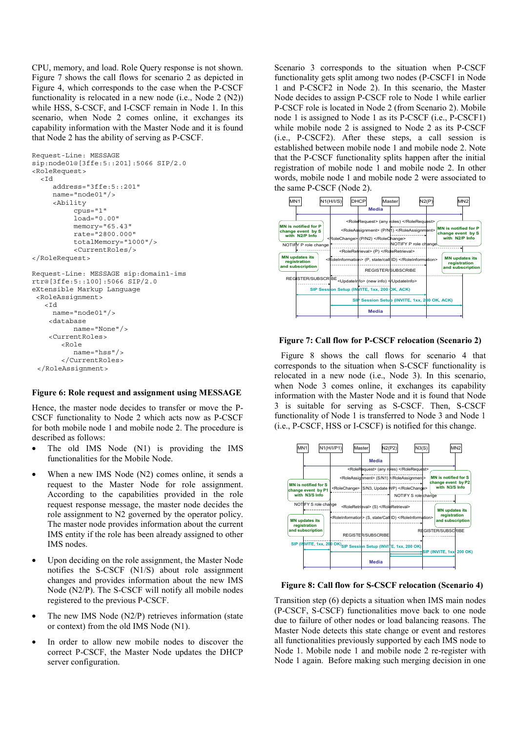CPU, memory, and load. Role Query response is not shown. Figure 7 shows the call flows for scenario 2 as depicted in Figure 4, which corresponds to the case when the P-CSCF functionality is relocated in a new node (i.e., Node 2 (N2)) while HSS, S-CSCF, and I-CSCF remain in Node 1. In this scenario, when Node 2 comes online, it exchanges its capability information with the Master Node and it is found that Node 2 has the ability of serving as P-CSCF.

```
Request-Line: MESSAGE
sip:node01@[3ffe:5::201]:5066 SIP/2.0
<RoleRequest>
  <Id
      address="3ffe:5::201"
      name="node01"/>
      <Ability
            cpus="1"
            load="0.00"
            memory="65.43"
            rate="2800.000"
            totalMemory="1000"/>
            <CurrentRoles/>
</RoleRequest>

Request-Line: MESSAGE sip:domain1-ims
rtr@[3ffe:5::100]:5066 SIP/2.0
eXtensible Markup Language
 <RoleAssignment>
   <Id
     name="node01"/>
    <database
          name="None"/>
    <CurrentRoles>
       <Role
          name="hss"/>
       </CurrentRoles>
 </RoleAssignment>
```

**Figure 6: Role request and assignment using MESSAGE**

Hence, the master node decides to transfer or move the P-CSCF functionality to Node 2 which acts now as P-CSCF for both mobile node 1 and mobile node 2. The procedure is described as follows:

- The old IMS Node (N1) is providing the IMS functionalities for the Mobile Node.
- When a new IMS Node (N2) comes online, it sends a request to the Master Node for role assignment. According to the capabilities provided in the role request response message, the master node decides the role assignment to N2 governed by the operator policy. The master node provides information about the current IMS entity if the role has been already assigned to other IMS nodes.
- Upon deciding on the role assignment, the Master Node notifies the S-CSCF (N1/S) about role assignment changes and provides information about the new IMS Node (N2/P). The S-CSCF will notify all mobile nodes registered to the previous P-CSCF.
- The new IMS Node (N2/P) retrieves information (state or context) from the old IMS Node (N1).
- In order to allow new mobile nodes to discover the correct P-CSCF, the Master Node updates the DHCP server configuration.

Scenario 3 corresponds to the situation when P-CSCF functionality gets split among two nodes (P-CSCF1 in Node 1 and P-CSCF2 in Node 2). In this scenario, the Master Node decides to assign P-CSCF role to Node 1 while earlier P-CSCF role is located in Node 2 (from Scenario 2). Mobile node 1 is assigned to Node 1 as its P-CSCF (i.e., P-CSCF1) while mobile node 2 is assigned to Node 2 as its P-CSCF (i.e., P-CSCF2). After these steps, a call session is established between mobile node 1 and mobile node 2. Note that the P-CSCF functionality splits happen after the initial registration of mobile node 1 and mobile node 2. In other words, mobile node 1 and mobile node 2 were associated to the same P-CSCF (Node 2).

**Figure 7: Call flow for P-CSCF relocation (Scenario 2)**

Figure 8 shows the call flows for scenario 4 that corresponds to the situation when S-CSCF functionality is relocated in a new node (i.e., Node 3). In this scenario, when Node 3 comes online, it exchanges its capability information with the Master Node and it is found that Node 3 is suitable for serving as S-CSCF. Then, S-CSCF functionality of Node 1 is transferred to Node 3 and Node 1 (i.e., P-CSCF, HSS or I-CSCF) is notified for this change.

**Figure 8: Call flow for S-CSCF relocation (Scenario 4)**

Transition step (6) depicts a situation when IMS main nodes (P-CSCF, S-CSCF) functionalities move back to one node due to failure of other nodes or load balancing reasons. The Master Node detects this state change or event and restores all functionalities previously supported by each IMS node to Node 1. Mobile node 1 and mobile node 2 re-register with Node 1 again. Before making such merging decision in one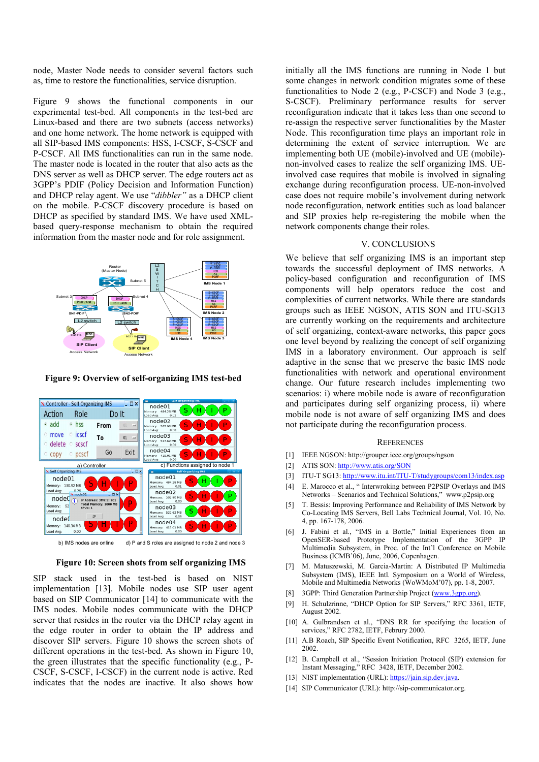node, Master Node needs to consider several factors such as, time to restore the functionalities, service disruption.

Figure 9 shows the functional components in our experimental test-bed. All components in the test-bed are Linux-based and there are two subnets (access networks) and one home network. The home network is equipped with all SIP-based IMS components: HSS, I-CSCF, S-CSCF and P-CSCF. All IMS functionalities can run in the same node. The master node is located in the router that also acts as the DNS server as well as DHCP server. The edge routers act as 3GPP's PDIF (Policy Decision and Information Function) and DHCP relay agent. We use "*dibbler*" as a DHCP client on the mobile. P-CSCF discovery procedure is based on DHCP as specified by standard IMS. We have used XML-based query-response mechanism to obtain the required information from the master node and for role assignment.

**Figure 9: Overview of self-organizing IMS test-bed**

**Figure 10: Screen shots from self organizing IMS**

SIP stack used in the test-bed is based on NIST implementation [13]. Mobile nodes use SIP user agent based on SIP Communicator [14] to communicate with the IMS nodes. Mobile nodes communicate with the DHCP server that resides in the router via the DHCP relay agent in the edge router in order to obtain the IP address and discover SIP servers. Figure 10 shows the screen shots of different operations in the test-bed. As shown in Figure 10, the green illustrates that the specific functionality (e.g., P-CSCF, S-CSCF, I-CSCF) in the current node is active. Red indicates that the nodes are inactive. It also shows how initially all the IMS functions are running in Node 1 but some changes in network condition migrates some of these functionalities to Node 2 (e.g., P-CSCF) and Node 3 (e.g., S-CSCF). Preliminary performance results for server reconfiguration indicate that it takes less than one second to re-assign the respective server functionalities by the Master Node. This reconfiguration time plays an important role in determining the extent of service interruption. We are implementing both UE (mobile)-involved and UE (mobile)-non-involved cases to realize the self organizing IMS. UE-involved case requires that mobile is involved in signaling exchange during reconfiguration process. UE-non-involved case does not require mobile's involvement during network node reconfiguration, network entities such as load balancer and SIP proxies help re-registering the mobile when the network components change their roles.

## V. CONCLUSIONS

We believe that self organizing IMS is an important step towards the successful deployment of IMS networks. A policy-based configuration and reconfiguration of IMS components will help operators reduce the cost and complexities of current networks. While there are standards groups such as IEEE NGSON, ATIS SON and ITU-SG13 are currently working on the requirements and architecture of self organizing, context-aware networks, this paper goes one level beyond by realizing the concept of self organizing IMS in a laboratory environment. Our approach is self adaptive in the sense that we preserve the basic IMS node functionalities with network and operational environment change. Our future research includes implementing two scenarios: i) where mobile node is aware of reconfiguration and participates during self organizing process, ii) where mobile node is not aware of self organizing IMS and does not participate during the reconfiguration process.

## REFERENCES

[1] IEEE NGSON: http://grouper.ieee.org/groups/ngson

[2] ATIS SON: http://www.atis.org/SON

[3] ITU-T SG13: http://www.itu.int/ITU-T/studygroups/com13/index.asp

[4] E. Marocco et al., " Interworking between P2PSIP Overlays and IMS Networks – Scenarios and Technical Solutions," www.p2psip.org

[5] T. Bessis: Improving Performance and Reliability of IMS Network by Co-Locating IMS Servers, Bell Labs Technical Journal, Vol. 10, No. 4, pp. 167-178, 2006.

[6] J. Fabini et al., "IMS in a Bottle," Initial Experiences from an OpenSER-based Prototype Implementation of the 3GPP IP Multimedia Subsystem, in Proc. of the Int'l Conference on Mobile Business (ICMB'06), June, 2006, Copenhagen.

[7] M. Matuszewski, M. Garcia-Martin: A Distributed IP Multimedia Subsystem (IMS), IEEE Intl. Symposium on a World of Wireless, Mobile and Multimedia Networks (WoWMoM'07), pp. 1-8, 2007.

[8] 3GPP: Third Generation Partnership Project (www.3gpp.org).

[9] H. Schulzrinne, "DHCP Option for SIP Servers," RFC 3361, IETF, August 2002.

[10] A. Gulbrandsen et al., "DNS RR for specifying the location of services," RFC 2782, IETF, Februry 2000.

[11] A.B Roach, SIP Specific Event Notification, RFC 3265, IETF, June 2002.

[12] B. Campbell et al., "Session Initiation Protocol (SIP) extension for Instant Messaging," RFC 3428, IETF, December 2002.

[13] NIST implementation (URL): https://jain.sip.dev.java.

[14] SIP Communicator (URL): http://sip-communicator.org.